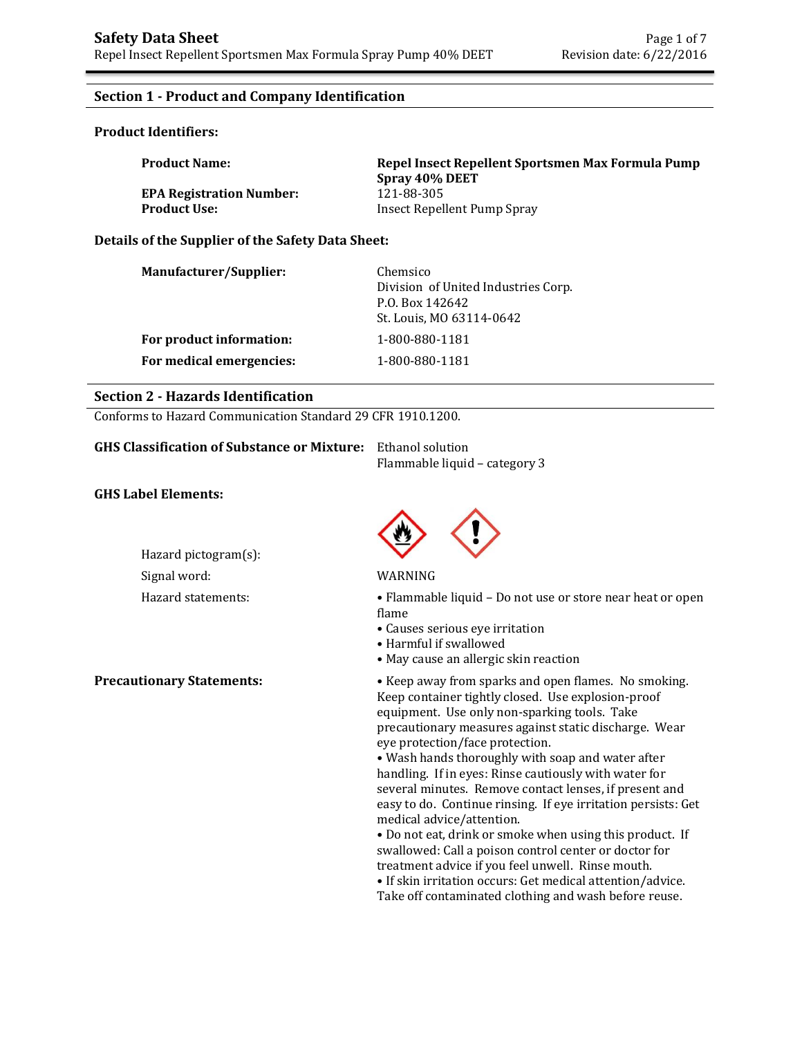# Safety Data Sheet

Repel Insect Repellent Sportsmen Max Formula Spray Pump 40% DEET

## Section 1 - Product and Company Identification

### Product Identifiers:

| | |
|---|---|
| **Product Name:** | **Repel Insect Repellent Sportsmen Max Formula Pump Spray 40% DEET** |
| **EPA Registration Number:** | 121-88-305 |
| **Product Use:** | Insect Repellent Pump Spray |

### Details of the Supplier of the Safety Data Sheet:

| | |
|---|---|
| **Manufacturer/Supplier:** | Chemsico<br>Division of United Industries Corp.<br>P.O. Box 142642<br>St. Louis, MO 63114-0642 |
| **For product information:** | 1-800-880-1181 |
| **For medical emergencies:** | 1-800-880-1181 |

## Section 2 - Hazards Identification

Conforms to Hazard Communication Standard 29 CFR 1910.1200.

**GHS Classification of Substance or Mixture:** Ethanol solution
Flammable liquid – category 3

**GHS Label Elements:**

Hazard pictogram(s):

Signal word: WARNING

Hazard statements:

- Flammable liquid – Do not use or store near heat or open flame
- Causes serious eye irritation
- Harmful if swallowed
- May cause an allergic skin reaction

**Precautionary Statements:**

- Keep away from sparks and open flames. No smoking. Keep container tightly closed. Use explosion-proof equipment. Use only non-sparking tools. Take precautionary measures against static discharge. Wear eye protection/face protection.
- Wash hands thoroughly with soap and water after handling. If in eyes: Rinse cautiously with water for several minutes. Remove contact lenses, if present and easy to do. Continue rinsing. If eye irritation persists: Get medical advice/attention.
- Do not eat, drink or smoke when using this product. If swallowed: Call a poison control center or doctor for treatment advice if you feel unwell. Rinse mouth.
- If skin irritation occurs: Get medical attention/advice. Take off contaminated clothing and wash before reuse.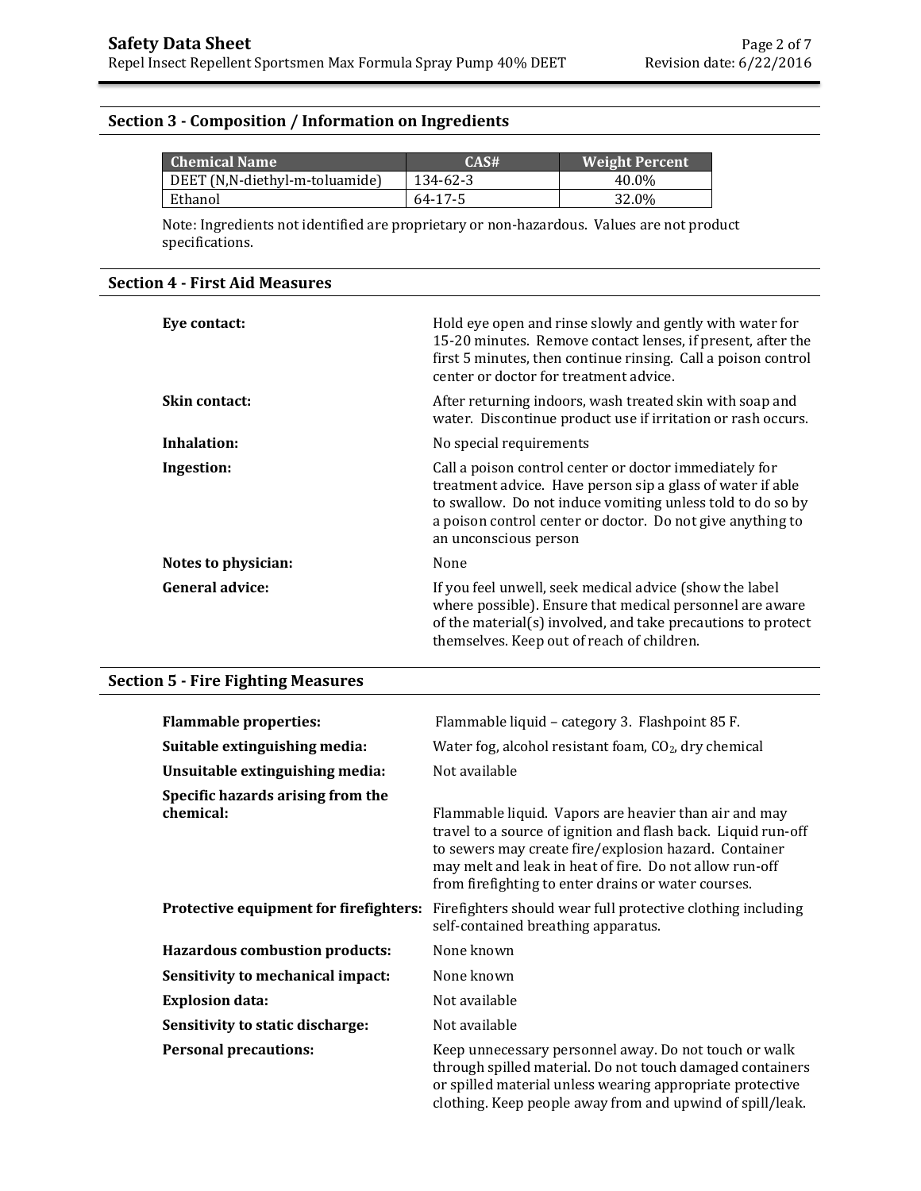## Section 3 - Composition / Information on Ingredients

| Chemical Name | CAS# | Weight Percent |
|---|---|---|
| DEET (N,N-diethyl-m-toluamide) | 134-62-3 | 40.0% |
| Ethanol | 64-17-5 | 32.0% |

Note: Ingredients not identified are proprietary or non-hazardous. Values are not product specifications.

## Section 4 - First Aid Measures

**Eye contact:** Hold eye open and rinse slowly and gently with water for 15-20 minutes. Remove contact lenses, if present, after the first 5 minutes, then continue rinsing. Call a poison control center or doctor for treatment advice.

**Skin contact:** After returning indoors, wash treated skin with soap and water. Discontinue product use if irritation or rash occurs.

**Inhalation:** No special requirements

**Ingestion:** Call a poison control center or doctor immediately for treatment advice. Have person sip a glass of water if able to swallow. Do not induce vomiting unless told to do so by a poison control center or doctor. Do not give anything to an unconscious person

**Notes to physician:** None

**General advice:** If you feel unwell, seek medical advice (show the label where possible). Ensure that medical personnel are aware of the material(s) involved, and take precautions to protect themselves. Keep out of reach of children.

## Section 5 - Fire Fighting Measures

**Flammable properties:** Flammable liquid – category 3. Flashpoint 85 F.

**Suitable extinguishing media:** Water fog, alcohol resistant foam, $CO_2$, dry chemical

**Unsuitable extinguishing media:** Not available

**Specific hazards arising from the chemical:** Flammable liquid. Vapors are heavier than air and may travel to a source of ignition and flash back. Liquid run-off to sewers may create fire/explosion hazard. Container may melt and leak in heat of fire. Do not allow run-off from firefighting to enter drains or water courses.

**Protective equipment for firefighters:** Firefighters should wear full protective clothing including self-contained breathing apparatus.

**Hazardous combustion products:** None known

**Sensitivity to mechanical impact:** None known

**Explosion data:** Not available

**Sensitivity to static discharge:** Not available

**Personal precautions:** Keep unnecessary personnel away. Do not touch or walk through spilled material. Do not touch damaged containers or spilled material unless wearing appropriate protective clothing. Keep people away from and upwind of spill/leak.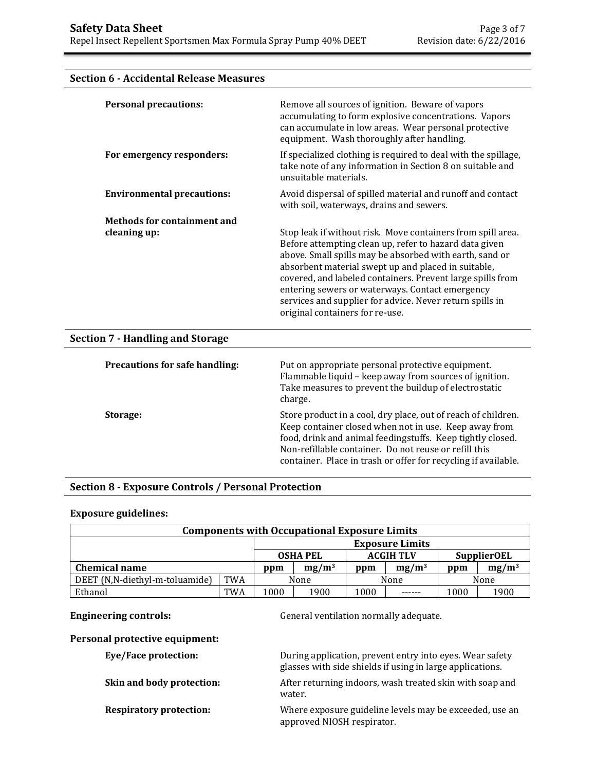## Section 6 - Accidental Release Measures

**Personal precautions:** Remove all sources of ignition. Beware of vapors accumulating to form explosive concentrations. Vapors can accumulate in low areas. Wear personal protective equipment. Wash thoroughly after handling.

**For emergency responders:** If specialized clothing is required to deal with the spillage, take note of any information in Section 8 on suitable and unsuitable materials.

**Environmental precautions:** Avoid dispersal of spilled material and runoff and contact with soil, waterways, drains and sewers.

**Methods for containment and cleaning up:** Stop leak if without risk. Move containers from spill area. Before attempting clean up, refer to hazard data given above. Small spills may be absorbed with earth, sand or absorbent material swept up and placed in suitable, covered, and labeled containers. Prevent large spills from entering sewers or waterways. Contact emergency services and supplier for advice. Never return spills in original containers for re-use.

## Section 7 - Handling and Storage

**Precautions for safe handling:** Put on appropriate personal protective equipment. Flammable liquid – keep away from sources of ignition. Take measures to prevent the buildup of electrostatic charge.

**Storage:** Store product in a cool, dry place, out of reach of children. Keep container closed when not in use. Keep away from food, drink and animal feedingstuffs. Keep tightly closed. Non-refillable container. Do not reuse or refill this container. Place in trash or offer for recycling if available.

## Section 8 - Exposure Controls / Personal Protection

**Exposure guidelines:**

| Components with Occupational Exposure Limits | | | | | | | |
|---|---|---|---|---|---|---|---|
| | | Exposure Limits | | | | | |
| | | OSHA PEL | | ACGIH TLV | | SupplierOEL | |
| **Chemical name** | | ppm | $mg/m^3$ | ppm | $mg/m^3$ | ppm | $mg/m^3$ |
| DEET (N,N-diethyl-m-toluamide) | TWA | None | | None | | None | |
| Ethanol | TWA | 1000 | 1900 | 1000 | ------ | 1000 | 1900 |

**Engineering controls:** General ventilation normally adequate.

**Personal protective equipment:**

**Eye/Face protection:** During application, prevent entry into eyes. Wear safety glasses with side shields if using in large applications.

**Skin and body protection:** After returning indoors, wash treated skin with soap and water.

**Respiratory protection:** Where exposure guideline levels may be exceeded, use an approved NIOSH respirator.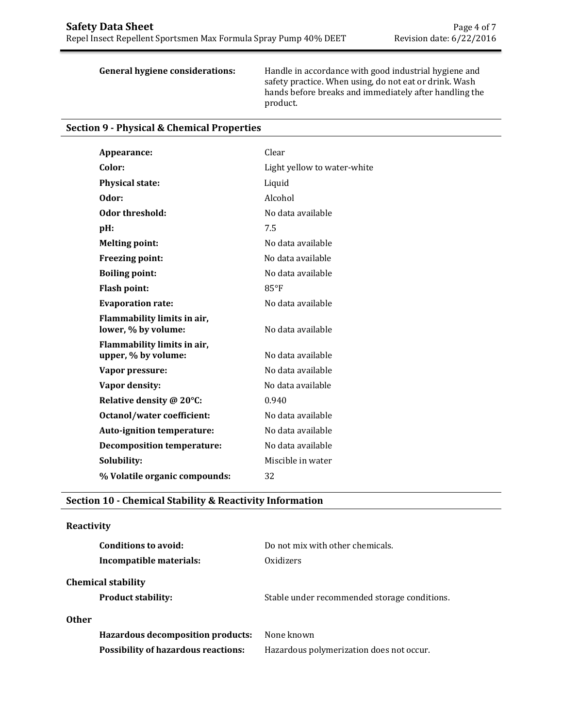| | |
|---|---|
| **General hygiene considerations:** | Handle in accordance with good industrial hygiene and safety practice. When using, do not eat or drink. Wash hands before breaks and immediately after handling the product. |

## Section 9 - Physical & Chemical Properties

| | |
|---|---|
| **Appearance:** | Clear |
| **Color:** | Light yellow to water-white |
| **Physical state:** | Liquid |
| **Odor:** | Alcohol |
| **Odor threshold:** | No data available |
| **pH:** | 7.5 |
| **Melting point:** | No data available |
| **Freezing point:** | No data available |
| **Boiling point:** | No data available |
| **Flash point:** | 85°F |
| **Evaporation rate:** | No data available |
| **Flammability limits in air, lower, % by volume:** | No data available |
| **Flammability limits in air, upper, % by volume:** | No data available |
| **Vapor pressure:** | No data available |
| **Vapor density:** | No data available |
| **Relative density @ 20°C:** | 0.940 |
| **Octanol/water coefficient:** | No data available |
| **Auto-ignition temperature:** | No data available |
| **Decomposition temperature:** | No data available |
| **Solubility:** | Miscible in water |
| **% Volatile organic compounds:** | 32 |

## Section 10 - Chemical Stability & Reactivity Information

### Reactivity

| | |
|---|---|
| **Conditions to avoid:** | Do not mix with other chemicals. |
| **Incompatible materials:** | Oxidizers |

### Chemical stability

| | |
|---|---|
| **Product stability:** | Stable under recommended storage conditions. |

### Other

| | |
|---|---|
| **Hazardous decomposition products:** | None known |
| **Possibility of hazardous reactions:** | Hazardous polymerization does not occur. |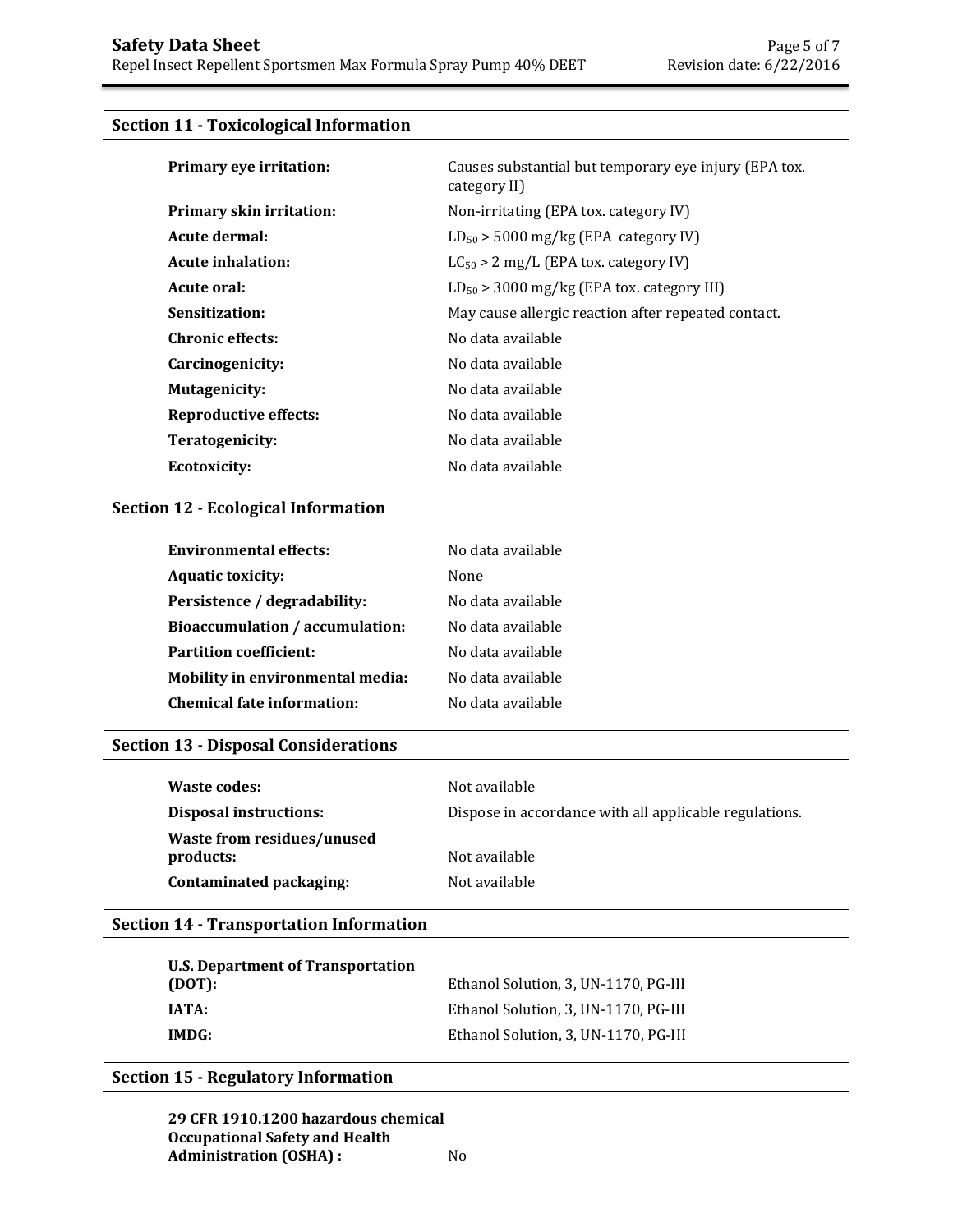## Section 11 - Toxicological Information

| | |
|---|---|
| **Primary eye irritation:** | Causes substantial but temporary eye injury (EPA tox. category II) |
| **Primary skin irritation:** | Non-irritating (EPA tox. category IV) |
| **Acute dermal:** | $LD_{50}$ > 5000 mg/kg (EPA category IV) |
| **Acute inhalation:** | $LC_{50}$ > 2 mg/L (EPA tox. category IV) |
| **Acute oral:** | $LD_{50}$ > 3000 mg/kg (EPA tox. category III) |
| **Sensitization:** | May cause allergic reaction after repeated contact. |
| **Chronic effects:** | No data available |
| **Carcinogenicity:** | No data available |
| **Mutagenicity:** | No data available |
| **Reproductive effects:** | No data available |
| **Teratogenicity:** | No data available |
| **Ecotoxicity:** | No data available |

## Section 12 - Ecological Information

| | |
|---|---|
| **Environmental effects:** | No data available |
| **Aquatic toxicity:** | None |
| **Persistence / degradability:** | No data available |
| **Bioaccumulation / accumulation:** | No data available |
| **Partition coefficient:** | No data available |
| **Mobility in environmental media:** | No data available |
| **Chemical fate information:** | No data available |

## Section 13 - Disposal Considerations

| | |
|---|---|
| **Waste codes:** | Not available |
| **Disposal instructions:** | Dispose in accordance with all applicable regulations. |
| **Waste from residues/unused products:** | Not available |
| **Contaminated packaging:** | Not available |

## Section 14 - Transportation Information

| | |
|---|---|
| **U.S. Department of Transportation (DOT):** | Ethanol Solution, 3, UN-1170, PG-III |
| **IATA:** | Ethanol Solution, 3, UN-1170, PG-III |
| **IMDG:** | Ethanol Solution, 3, UN-1170, PG-III |

## Section 15 - Regulatory Information

| | |
|---|---|
| **29 CFR 1910.1200 hazardous chemical Occupational Safety and Health Administration (OSHA) :** | No |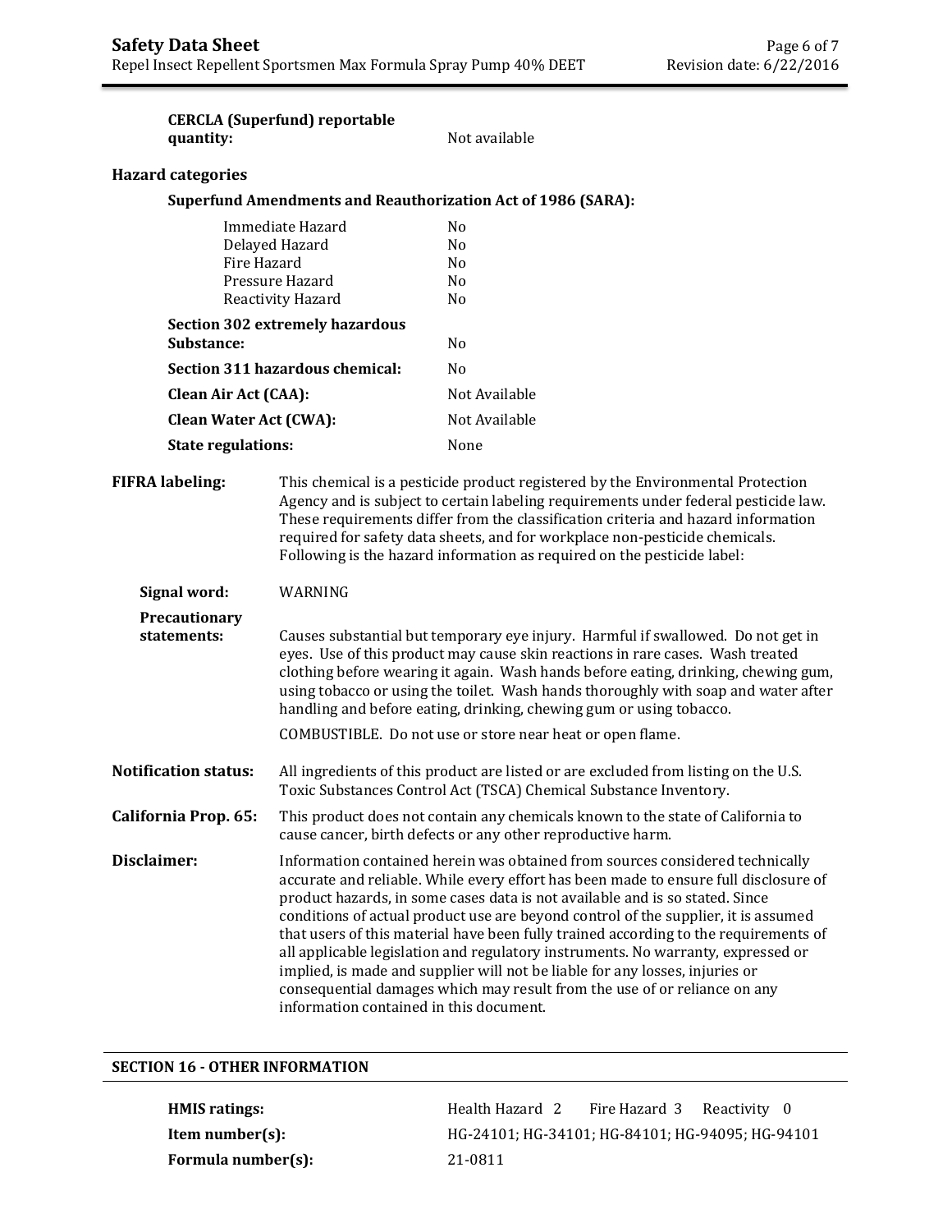**CERCLA (Superfund) reportable quantity:** Not available

**Hazard categories**

**Superfund Amendments and Reauthorization Act of 1986 (SARA):**

| | |
|---|---|
| Immediate Hazard | No |
| Delayed Hazard | No |
| Fire Hazard | No |
| Pressure Hazard | No |
| Reactivity Hazard | No |

**Section 302 extremely hazardous Substance:** No

**Section 311 hazardous chemical:** No

**Clean Air Act (CAA):** Not Available

**Clean Water Act (CWA):** Not Available

**State regulations:** None

**FIFRA labeling:** This chemical is a pesticide product registered by the Environmental Protection Agency and is subject to certain labeling requirements under federal pesticide law. These requirements differ from the classification criteria and hazard information required for safety data sheets, and for workplace non-pesticide chemicals. Following is the hazard information as required on the pesticide label:

**Signal word:** WARNING

**Precautionary statements:** Causes substantial but temporary eye injury. Harmful if swallowed. Do not get in eyes. Use of this product may cause skin reactions in rare cases. Wash treated clothing before wearing it again. Wash hands before eating, drinking, chewing gum, using tobacco or using the toilet. Wash hands thoroughly with soap and water after handling and before eating, drinking, chewing gum or using tobacco.

COMBUSTIBLE. Do not use or store near heat or open flame.

**Notification status:** All ingredients of this product are listed or are excluded from listing on the U.S. Toxic Substances Control Act (TSCA) Chemical Substance Inventory.

**California Prop. 65:** This product does not contain any chemicals known to the state of California to cause cancer, birth defects or any other reproductive harm.

**Disclaimer:** Information contained herein was obtained from sources considered technically accurate and reliable. While every effort has been made to ensure full disclosure of product hazards, in some cases data is not available and is so stated. Since conditions of actual product use are beyond control of the supplier, it is assumed that users of this material have been fully trained according to the requirements of all applicable legislation and regulatory instruments. No warranty, expressed or implied, is made and supplier will not be liable for any losses, injuries or consequential damages which may result from the use of or reliance on any information contained in this document.

## SECTION 16 - OTHER INFORMATION

**HMIS ratings:** Health Hazard 2 Fire Hazard 3 Reactivity 0

**Item number(s):** HG-24101; HG-34101; HG-84101; HG-94095; HG-94101

**Formula number(s):** 21-0811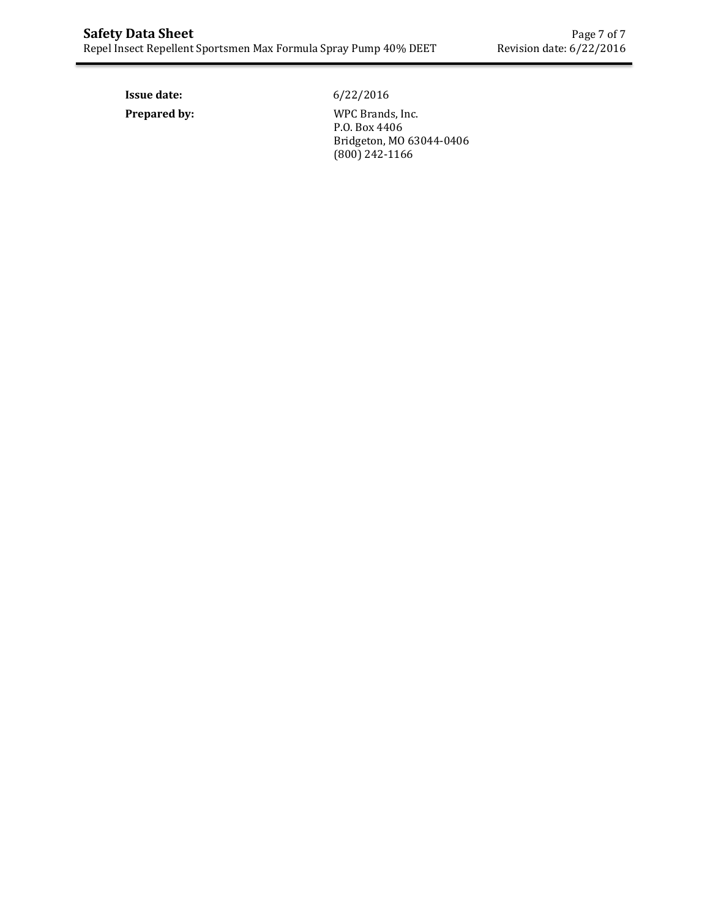**Issue date:** 6/22/2016

**Prepared by:** WPC Brands, Inc.
P.O. Box 4406
Bridgeton, MO 63044-0406
(800) 242-1166